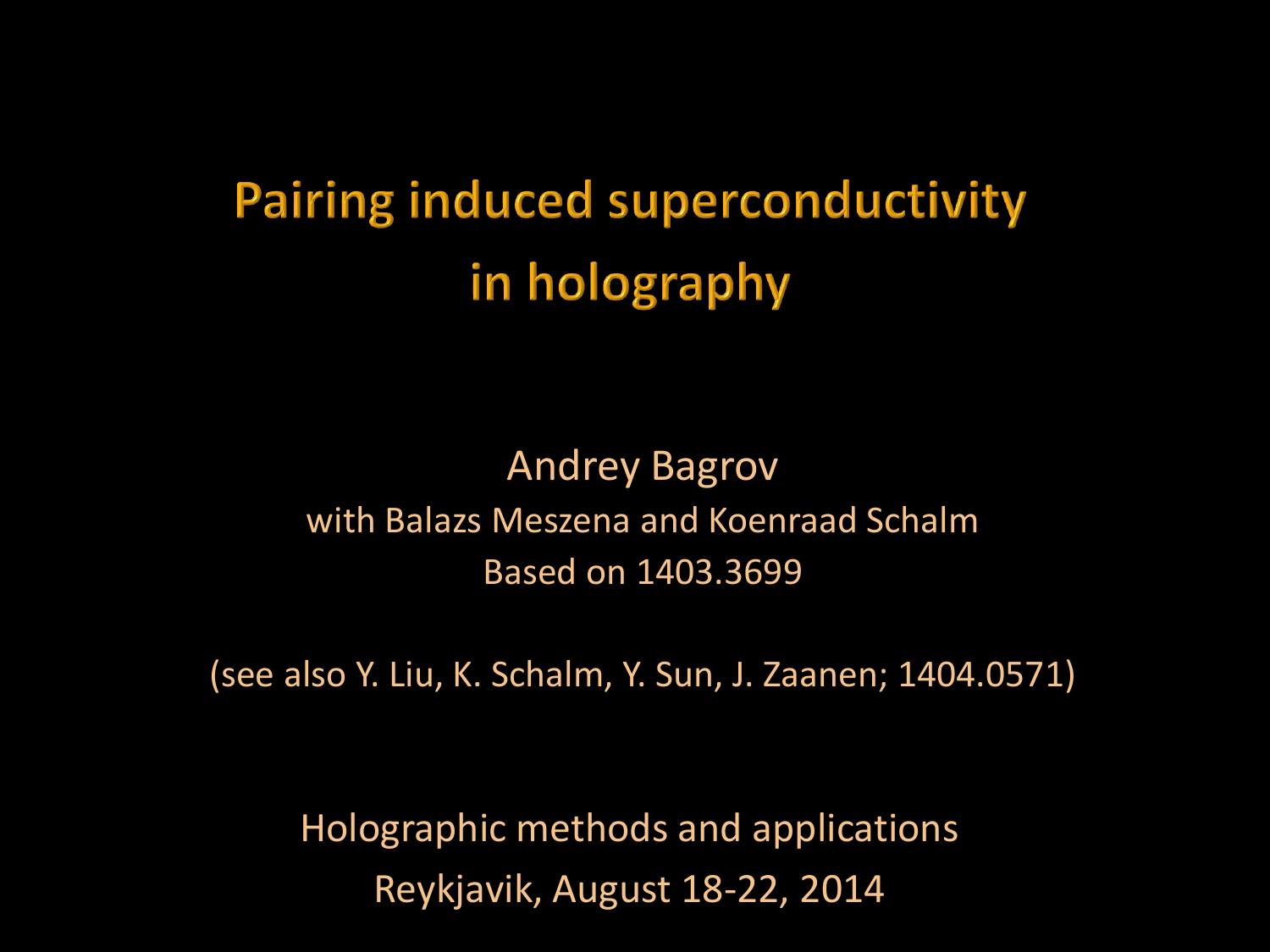# Pairing induced superconductivity in holography

Andrey Bagrov

with Balazs Meszena and Koenraad Schalm

Based on 1403.3699

(see also Y. Liu, K. Schalm, Y. Sun, J. Zaanen; 1404.0571)

Holographic methods and applications

Reykjavik, August 18-22, 2014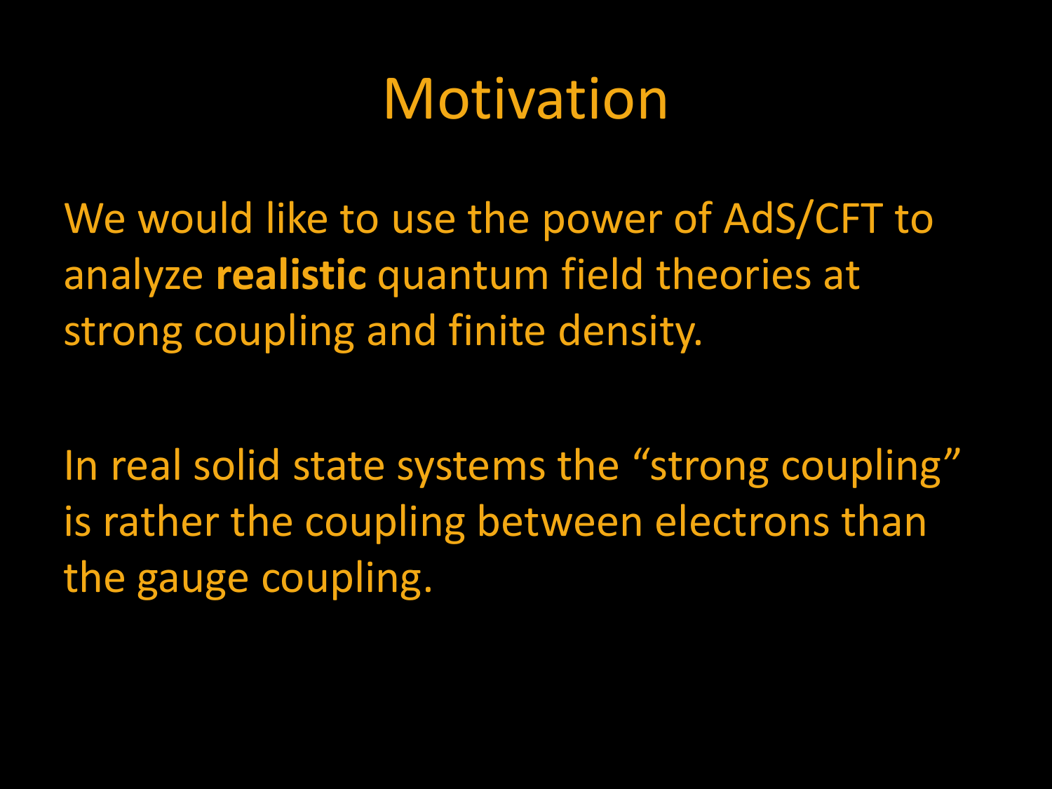# Motivation

We would like to use the power of AdS/CFT to analyze **realistic** quantum field theories at strong coupling and finite density.

In real solid state systems the “strong coupling” is rather the coupling between electrons than the gauge coupling.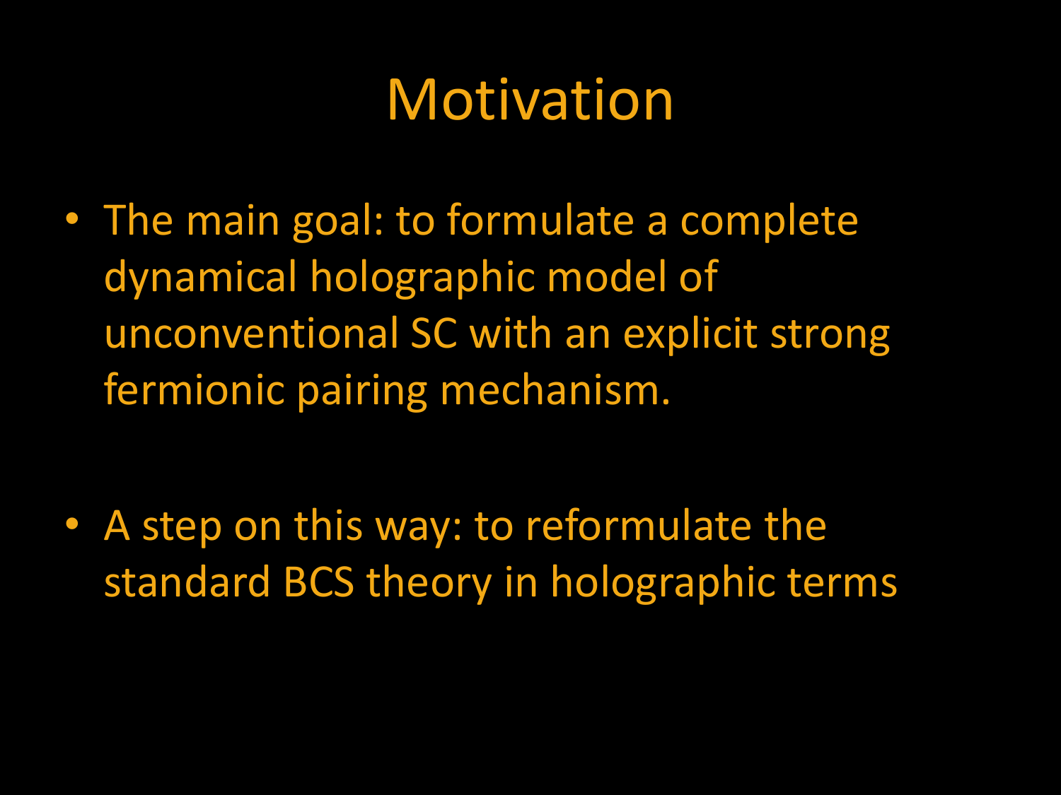# Motivation

- The main goal: to formulate a complete dynamical holographic model of unconventional SC with an explicit strong fermionic pairing mechanism.

- A step on this way: to reformulate the standard BCS theory in holographic terms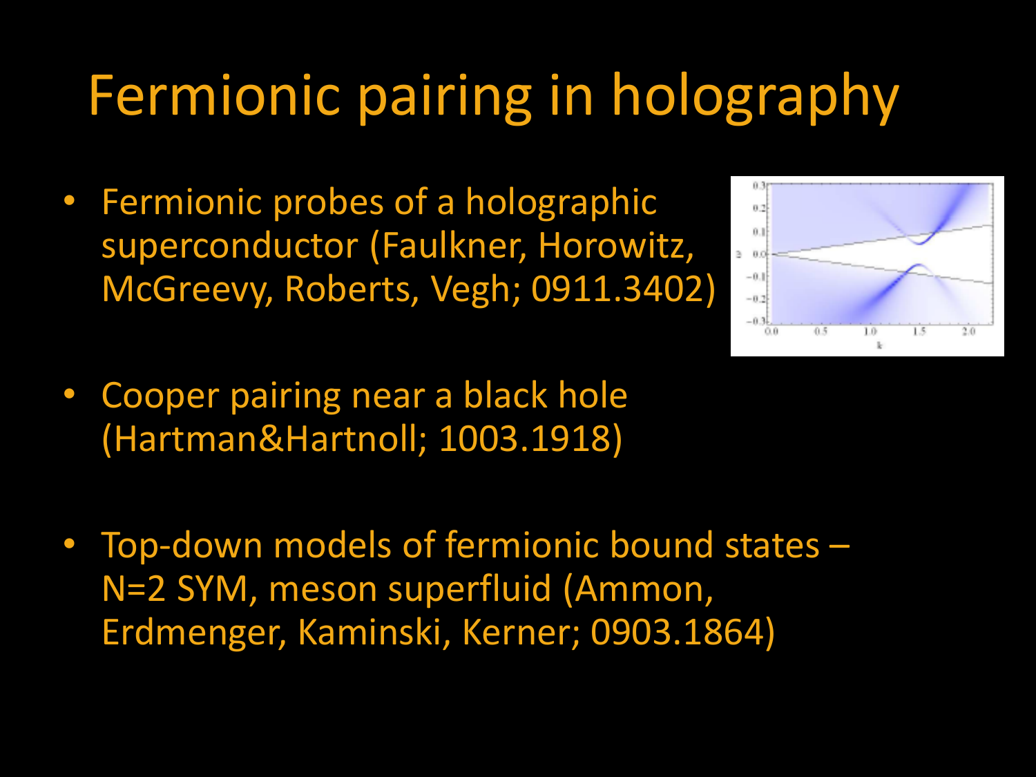# Fermionic pairing in holography

- Fermionic probes of a holographic superconductor (Faulkner, Horowitz, McGreevy, Roberts, Vegh; 0911.3402)
- Cooper pairing near a black hole (Hartman&Hartnoll; 1003.1918)
- Top-down models of fermionic bound states – N=2 SYM, meson superfluid (Ammon, Erdmenger, Kaminski, Kerner; 0903.1864)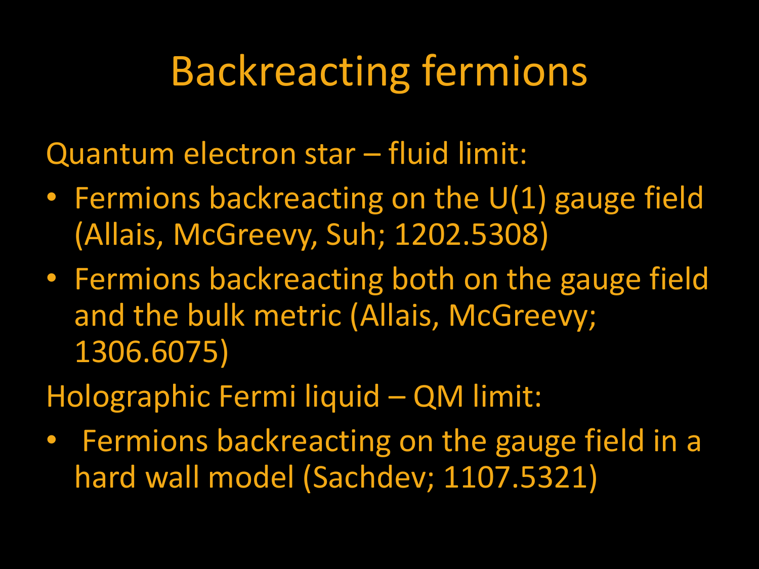# Backreacting fermions

Quantum electron star – fluid limit:

- Fermions backreacting on the U(1) gauge field (Allais, McGreevy, Suh; 1202.5308)
- Fermions backreacting both on the gauge field and the bulk metric (Allais, McGreevy; 1306.6075)

Holographic Fermi liquid – QM limit:

- Fermions backreacting on the gauge field in a hard wall model (Sachdev; 1107.5321)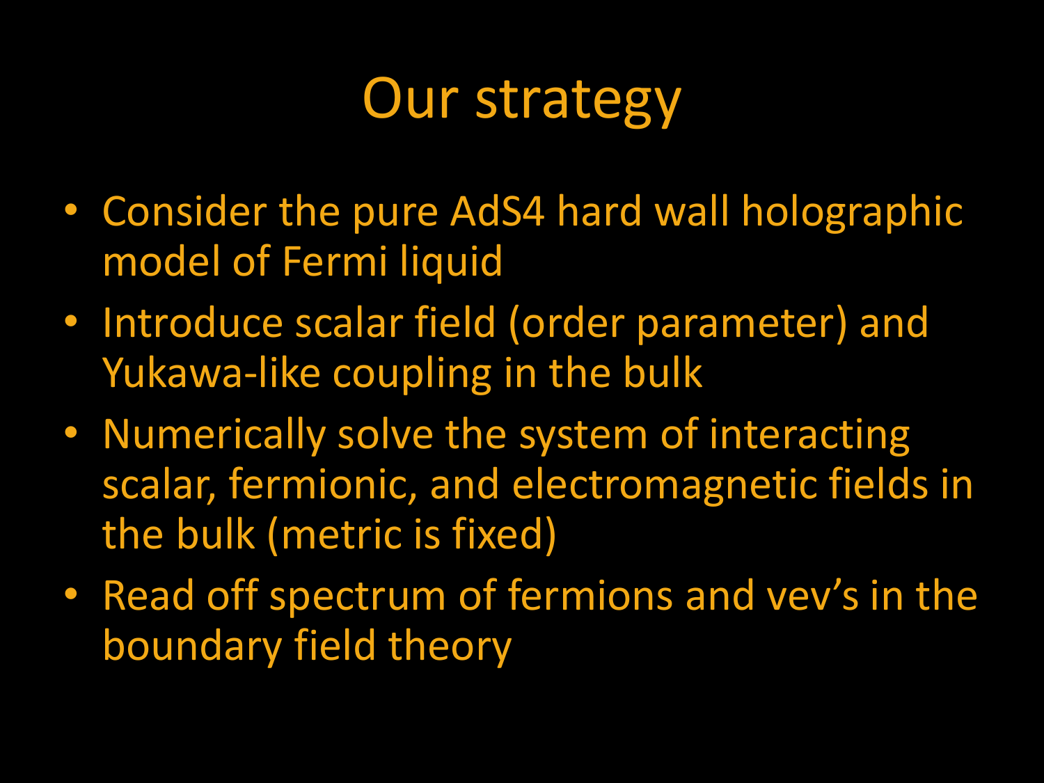# Our strategy

- Consider the pure AdS4 hard wall holographic model of Fermi liquid
- Introduce scalar field (order parameter) and Yukawa-like coupling in the bulk
- Numerically solve the system of interacting scalar, fermionic, and electromagnetic fields in the bulk (metric is fixed)
- Read off spectrum of fermions and vev's in the boundary field theory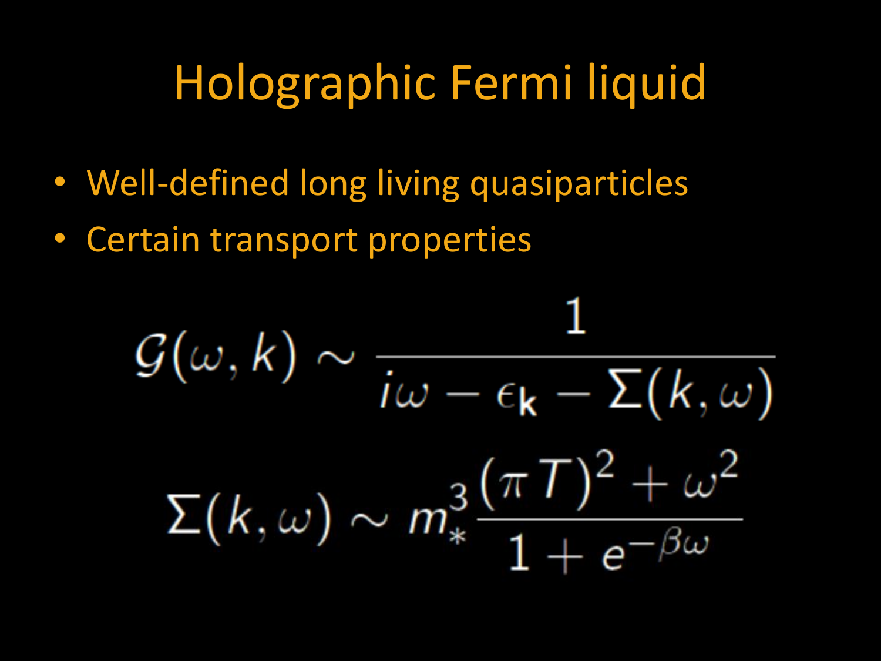# Holographic Fermi liquid

- Well-defined long living quasiparticles
- Certain transport properties

$$\mathcal{G}(\omega, k) \sim \frac{1}{i\omega - \epsilon_{\mathbf{k}} - \Sigma(k, \omega)}$$

$$\Sigma(k, \omega) \sim m_*^3 \frac{(\pi T)^2 + \omega^2}{1 + e^{-\beta\omega}}$$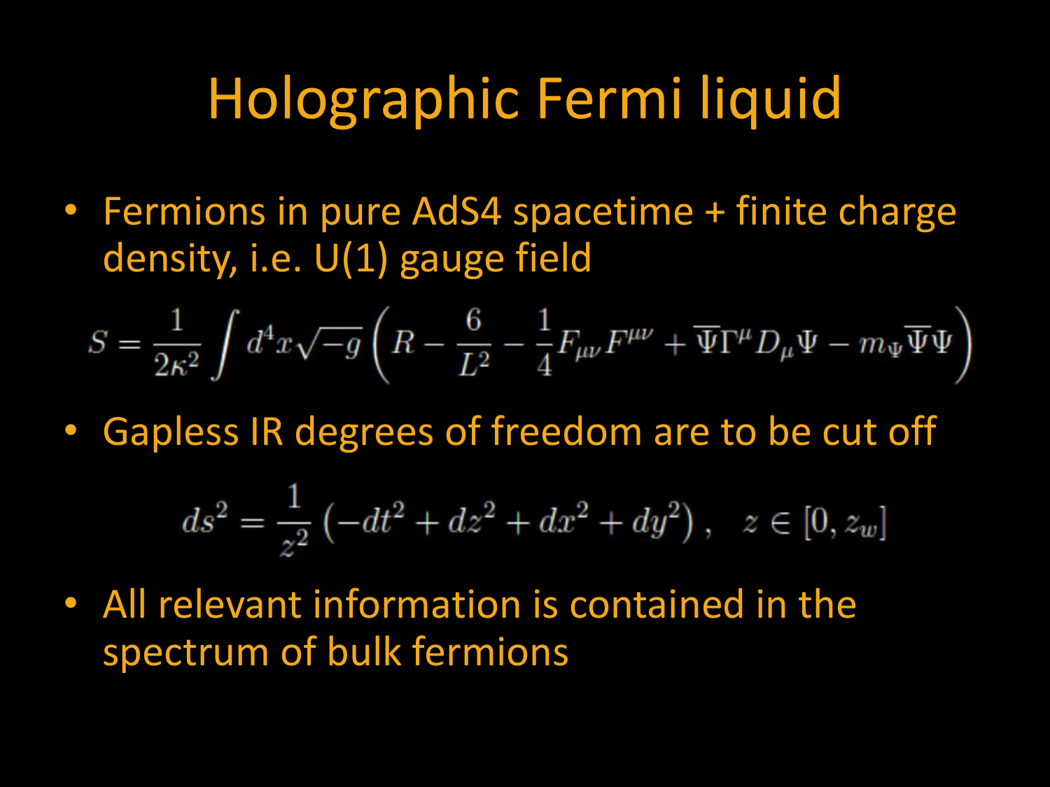# Holographic Fermi liquid

- Fermions in pure AdS4 spacetime + finite charge density, i.e. U(1) gauge field

$$S = \frac{1}{2\kappa^2} \int d^4x \sqrt{-g} \left( R - \frac{6}{L^2} - \frac{1}{4} F_{\mu\nu} F^{\mu\nu} + \overline{\Psi} \Gamma^\mu D_\mu \Psi - m_\Psi \overline{\Psi} \Psi \right)$$

- Gapless IR degrees of freedom are to be cut off

$$ds^2 = \frac{1}{z^2} \left( -dt^2 + dz^2 + dx^2 + dy^2 \right), \quad z \in [0, z_w]$$

- All relevant information is contained in the spectrum of bulk fermions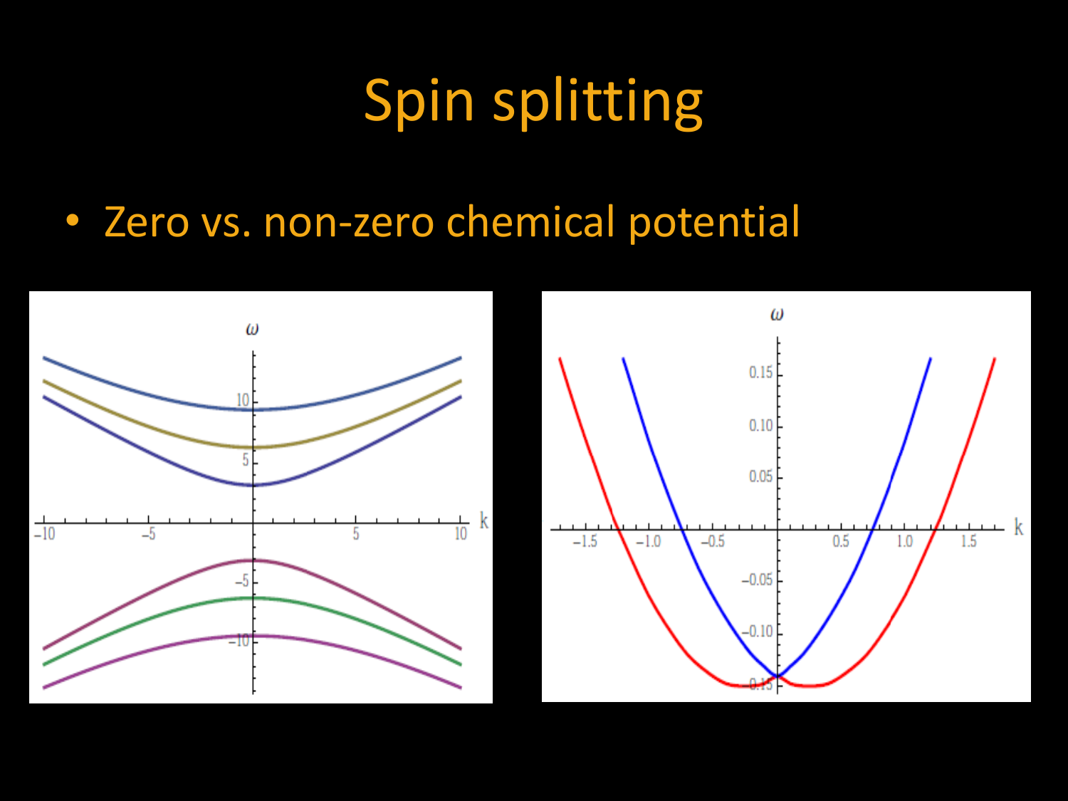# Spin splitting

- Zero vs. non-zero chemical potential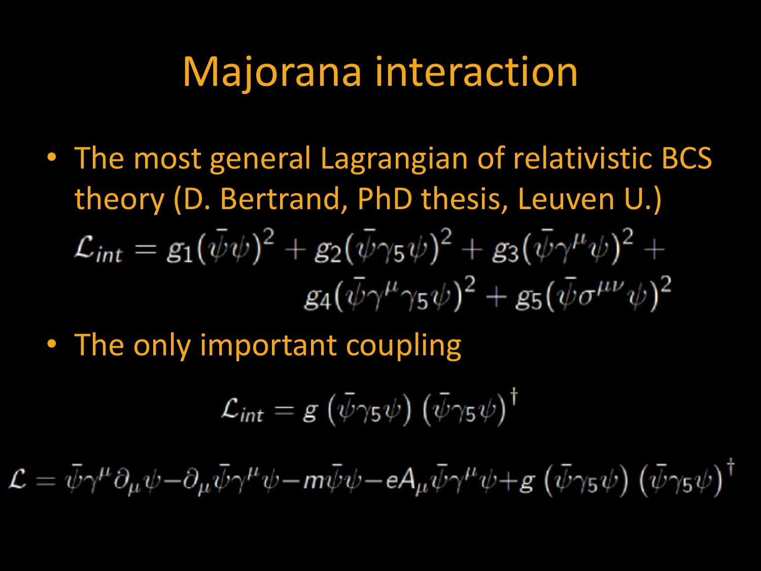# Majorana interaction

- The most general Lagrangian of relativistic BCS theory (D. Bertrand, PhD thesis, Leuven U.)

$$\mathcal{L}_{int} = g_1(\bar{\psi}\psi)^2 + g_2(\bar{\psi}\gamma_5\psi)^2 + g_3(\bar{\psi}\gamma^\mu\psi)^2 + g_4(\bar{\psi}\gamma^\mu\gamma_5\psi)^2 + g_5(\bar{\psi}\sigma^{\mu\nu}\psi)^2$$

- The only important coupling

$$\mathcal{L}_{int} = g\,(\bar{\psi}\gamma_5\psi)\,(\bar{\psi}\gamma_5\psi)^\dagger$$

$$\mathcal{L} = \bar{\psi}\gamma^\mu\partial_\mu\psi - \partial_\mu\bar{\psi}\gamma^\mu\psi - m\bar{\psi}\psi - eA_\mu\bar{\psi}\gamma^\mu\psi + g\,(\bar{\psi}\gamma_5\psi)\,(\bar{\psi}\gamma_5\psi)^\dagger$$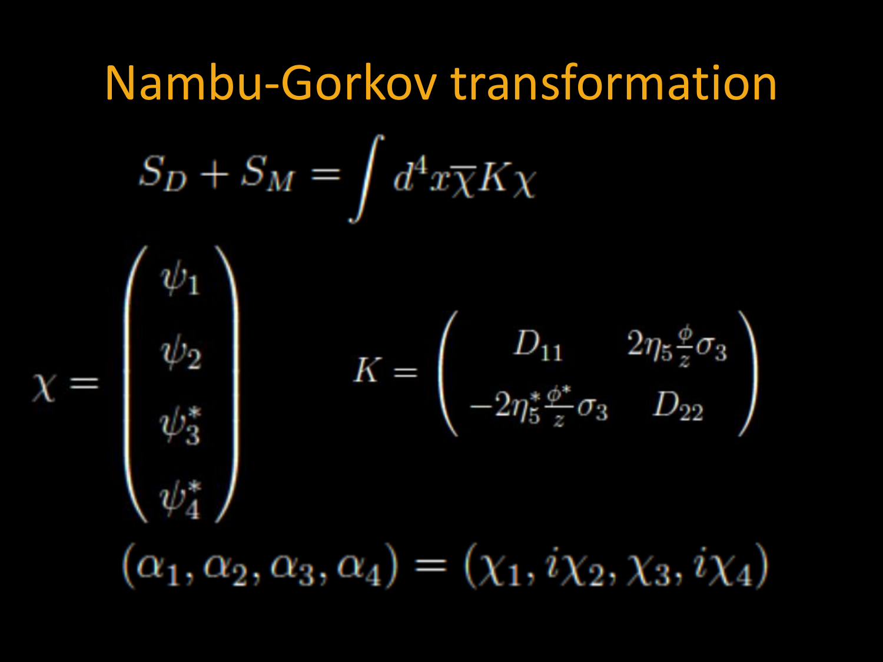# Nambu-Gorkov transformation

$$S_D + S_M = \int d^4x \overline{\chi} K \chi$$

$$\chi = \begin{pmatrix} \psi_1 \\ \psi_2 \\ \psi_3^* \\ \psi_4^* \end{pmatrix} \qquad K = \begin{pmatrix} D_{11} & 2\eta_5 \frac{\phi}{z} \sigma_3 \\ -2\eta_5^* \frac{\phi^*}{z} \sigma_3 & D_{22} \end{pmatrix}$$

$$(\alpha_1, \alpha_2, \alpha_3, \alpha_4) = (\chi_1, i\chi_2, \chi_3, i\chi_4)$$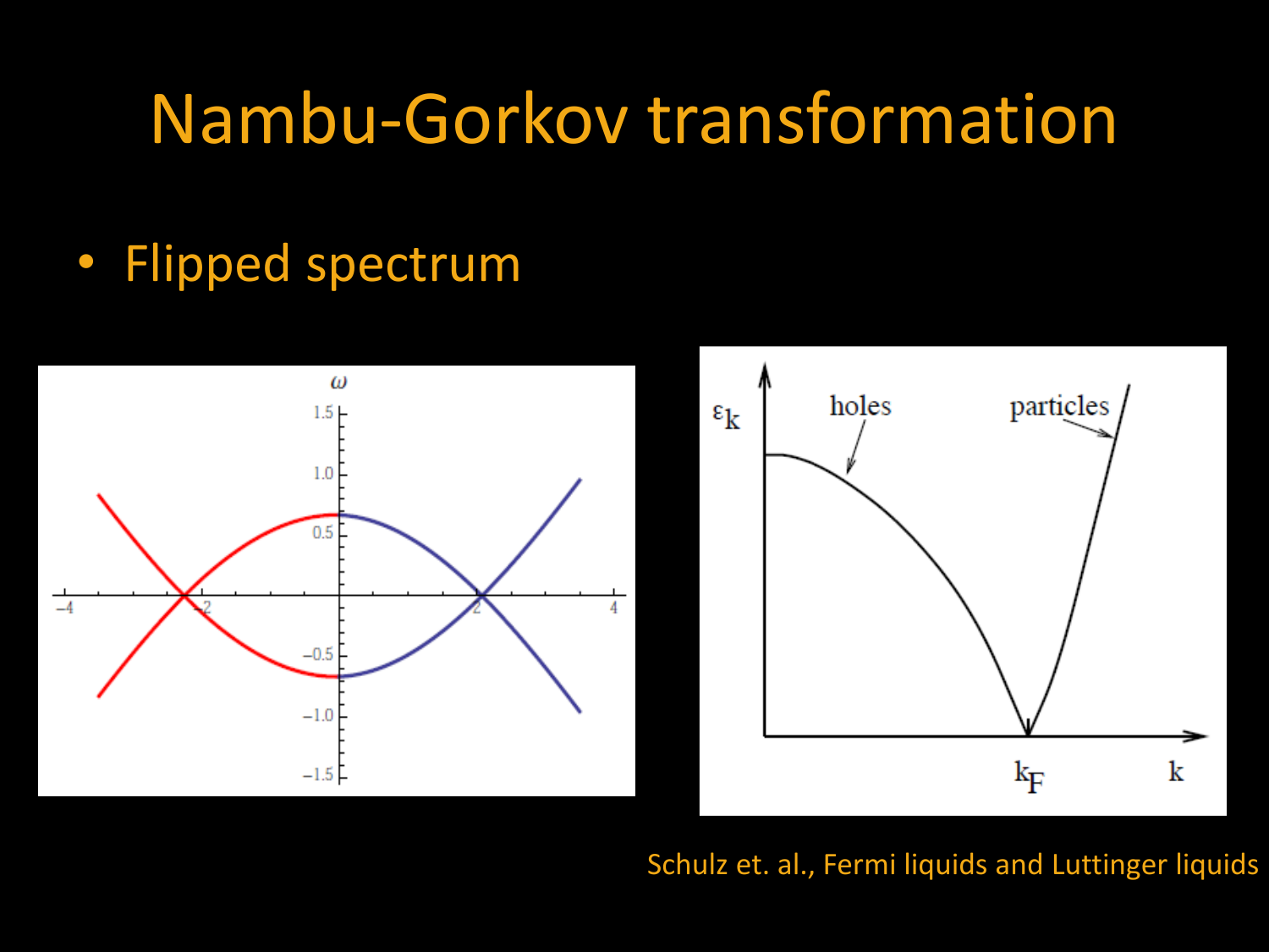# Nambu-Gorkov transformation

- Flipped spectrum

Schulz et. al., Fermi liquids and Luttinger liquids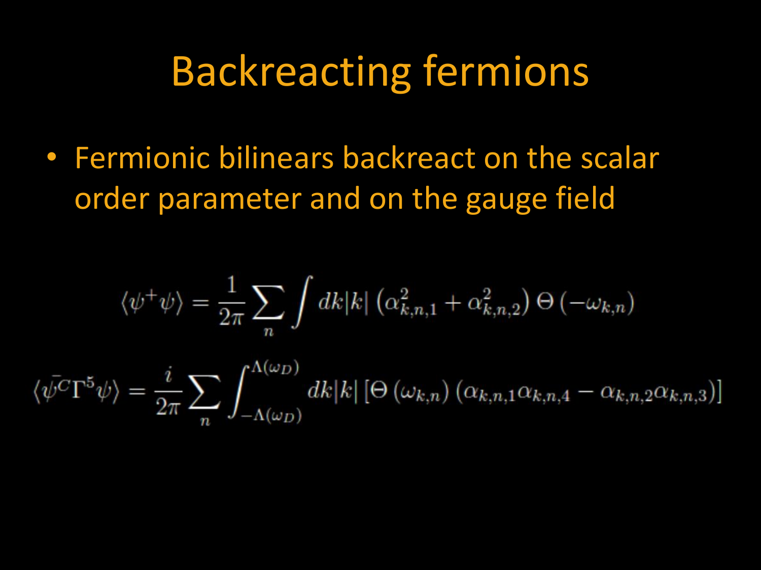# Backreacting fermions

- Fermionic bilinears backreact on the scalar order parameter and on the gauge field

$$\langle \psi^{+}\psi \rangle = \frac{1}{2\pi} \sum_{n} \int dk|k| \left( \alpha_{k,n,1}^{2} + \alpha_{k,n,2}^{2} \right) \Theta\left( -\omega_{k,n} \right)$$

$$\langle \bar{\psi^{C}} \Gamma^{5} \psi \rangle = \frac{i}{2\pi} \sum_{n} \int_{-\Lambda(\omega_D)}^{\Lambda(\omega_D)} dk|k| \left[ \Theta\left( \omega_{k,n} \right) \left( \alpha_{k,n,1}\alpha_{k,n,4} - \alpha_{k,n,2}\alpha_{k,n,3} \right) \right]$$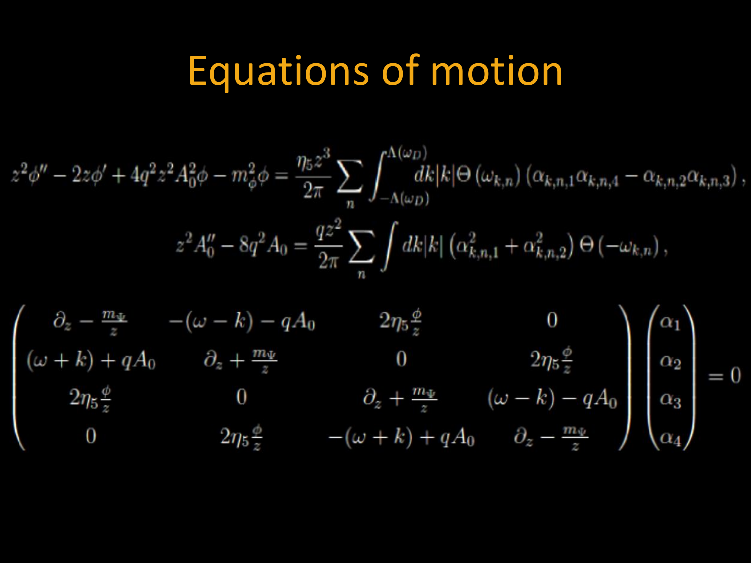# Equations of motion

$$z^2\phi'' - 2z\phi' + 4q^2z^2A_0^2\phi - m_\phi^2\phi = \frac{\eta_5 z^3}{2\pi}\sum_n \int_{-\Lambda(\omega_D)}^{\Lambda(\omega_D)} dk|k|\Theta\left(\omega_{k,n}\right)\left(\alpha_{k,n,1}\alpha_{k,n,4} - \alpha_{k,n,2}\alpha_{k,n,3}\right),$$

$$z^2A_0'' - 8q^2A_0 = \frac{qz^2}{2\pi}\sum_n \int dk|k|\left(\alpha_{k,n,1}^2 + \alpha_{k,n,2}^2\right)\Theta\left(-\omega_{k,n}\right),$$

$$\begin{pmatrix} \partial_z - \frac{m_\Psi}{z} & -(\omega - k) - qA_0 & 2\eta_5\frac{\phi}{z} & 0 \\ (\omega + k) + qA_0 & \partial_z + \frac{m_\Psi}{z} & 0 & 2\eta_5\frac{\phi}{z} \\ 2\eta_5\frac{\phi}{z} & 0 & \partial_z + \frac{m_\Psi}{z} & (\omega - k) - qA_0 \\ 0 & 2\eta_5\frac{\phi}{z} & -(\omega + k) + qA_0 & \partial_z - \frac{m_\Psi}{z} \end{pmatrix}\begin{pmatrix} \alpha_1 \\ \alpha_2 \\ \alpha_3 \\ \alpha_4 \end{pmatrix} = 0$$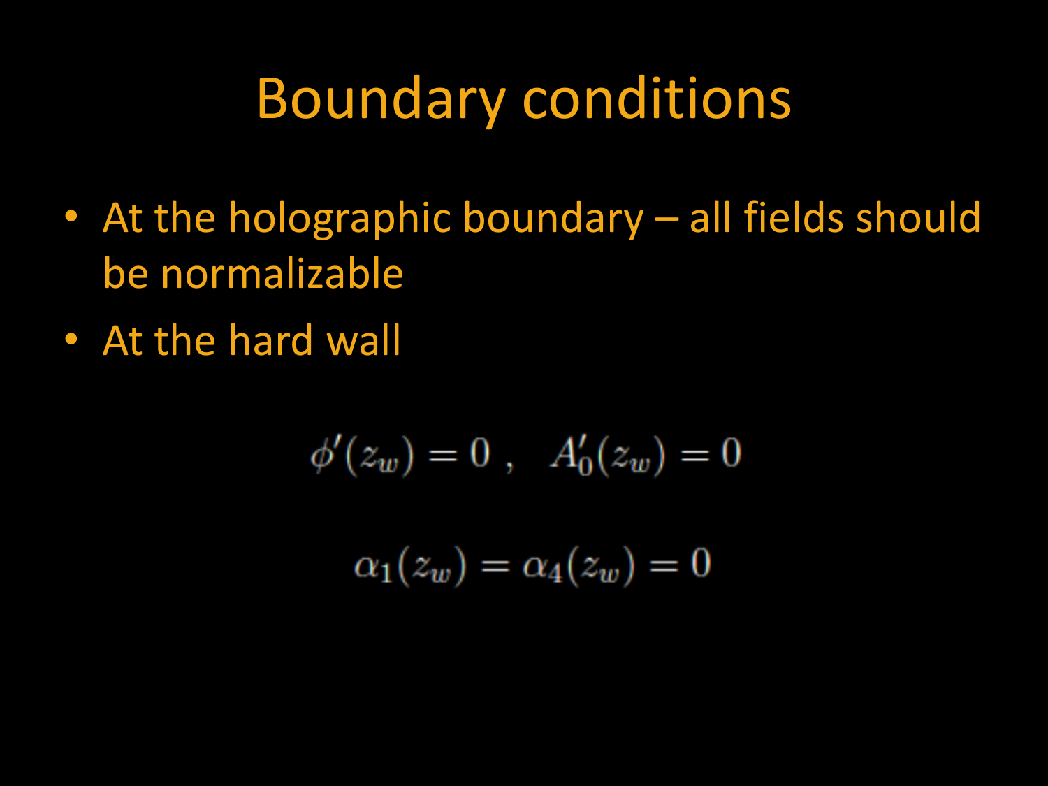# Boundary conditions

- At the holographic boundary – all fields should be normalizable
- At the hard wall

$$\phi'(z_w) = 0\ , \quad A_0'(z_w) = 0$$

$$\alpha_1(z_w) = \alpha_4(z_w) = 0$$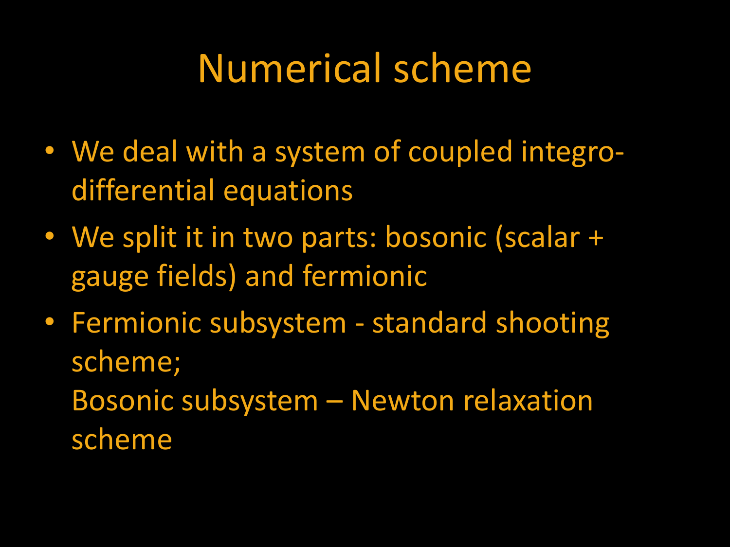# Numerical scheme

- We deal with a system of coupled integro-differential equations
- We split it in two parts: bosonic (scalar + gauge fields) and fermionic
- Fermionic subsystem - standard shooting scheme;
  Bosonic subsystem – Newton relaxation scheme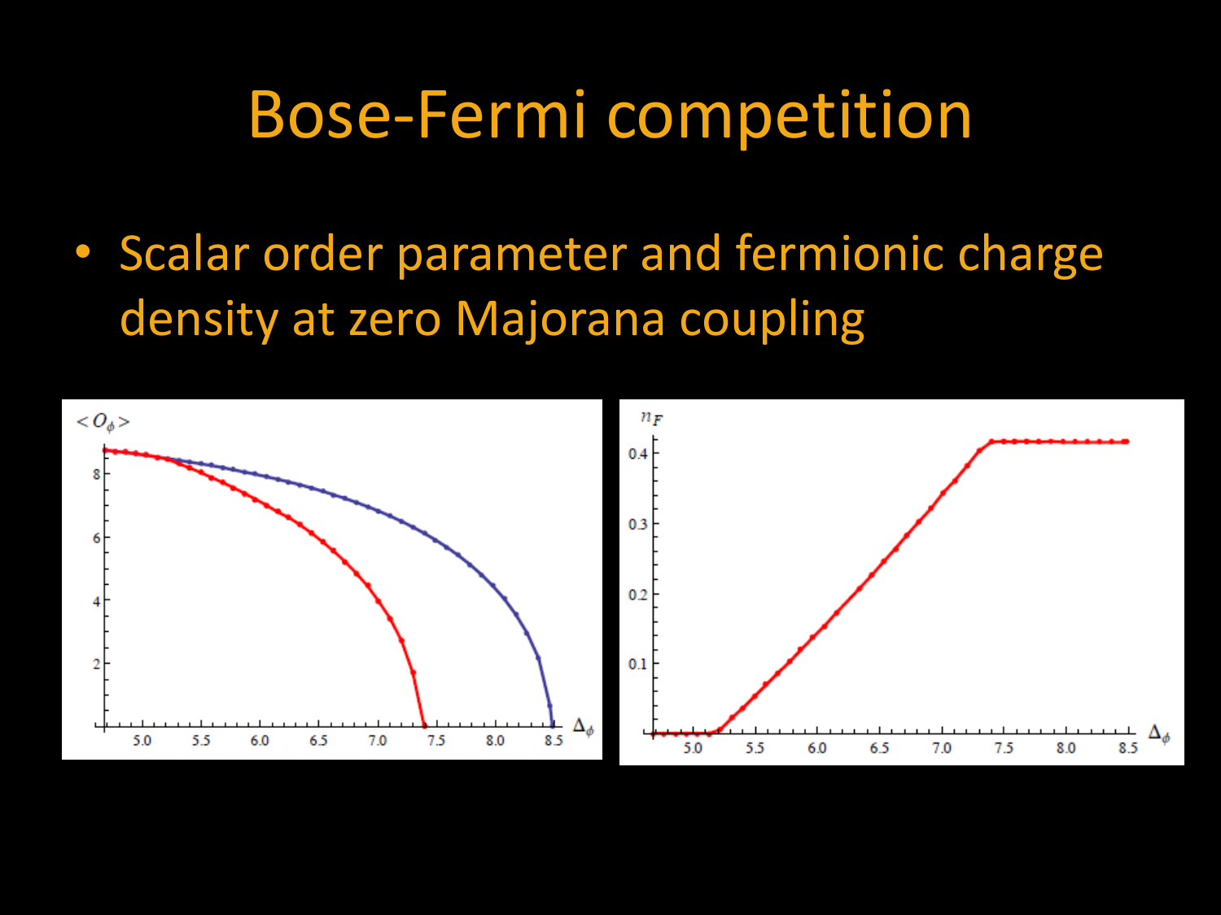# Bose-Fermi competition

- Scalar order parameter and fermionic charge density at zero Majorana coupling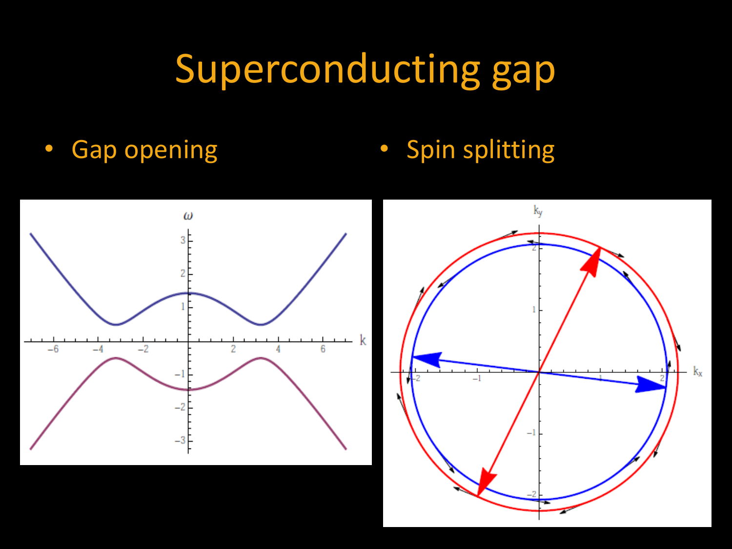# Superconducting gap

- Gap opening
- Spin splitting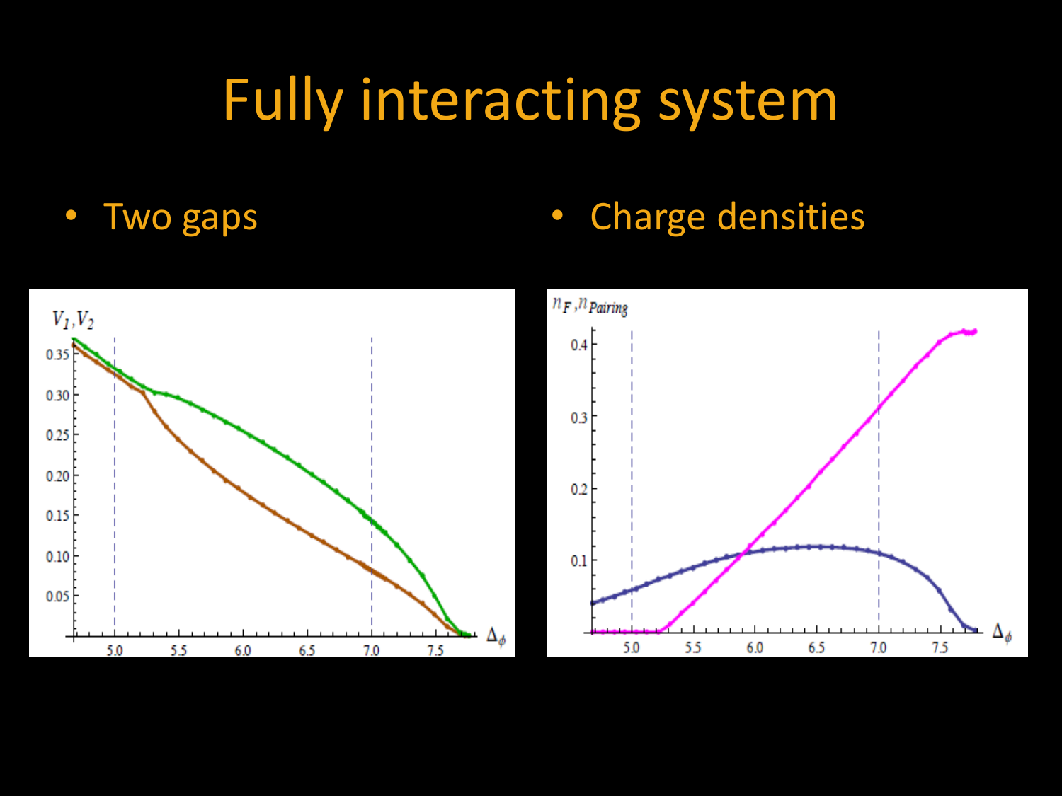# Fully interacting system

- Two gaps
- Charge densities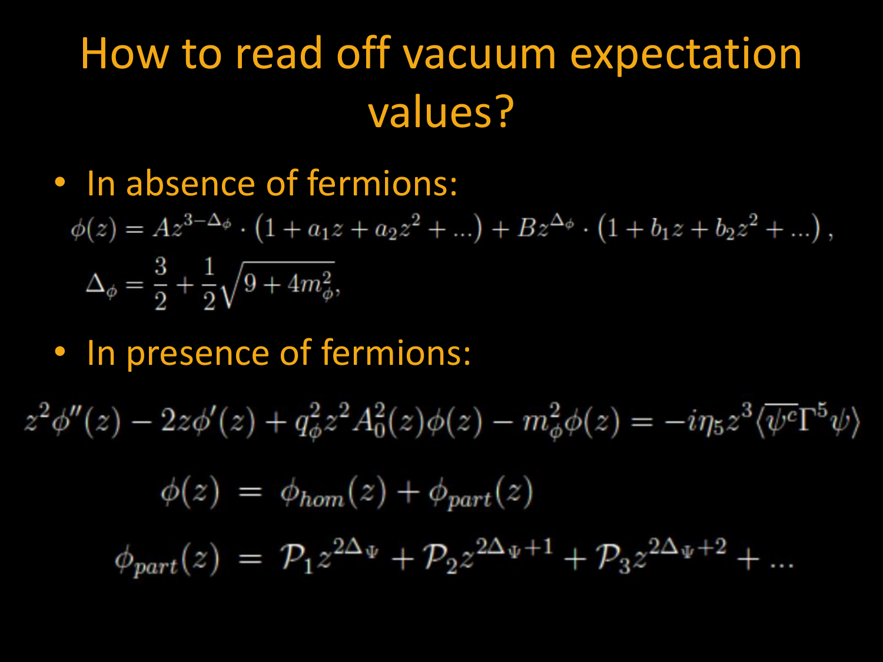# How to read off vacuum expectation values?

- In absence of fermions:

$$\phi(z) = A z^{3-\Delta_\phi} \cdot \left(1 + a_1 z + a_2 z^2 + \ldots\right) + B z^{\Delta_\phi} \cdot \left(1 + b_1 z + b_2 z^2 + \ldots\right),$$

$$\Delta_\phi = \frac{3}{2} + \frac{1}{2}\sqrt{9 + 4m_\phi^2},$$

- In presence of fermions:

$$z^2 \phi''(z) - 2z\phi'(z) + q_\phi^2 z^2 A_0^2(z)\phi(z) - m_\phi^2 \phi(z) = -i\eta_5 z^3 \langle \overline{\psi^c} \Gamma^5 \psi \rangle$$

$$\phi(z) = \phi_{hom}(z) + \phi_{part}(z)$$

$$\phi_{part}(z) = \mathcal{P}_1 z^{2\Delta_\Psi} + \mathcal{P}_2 z^{2\Delta_\Psi + 1} + \mathcal{P}_3 z^{2\Delta_\Psi + 2} + \ldots$$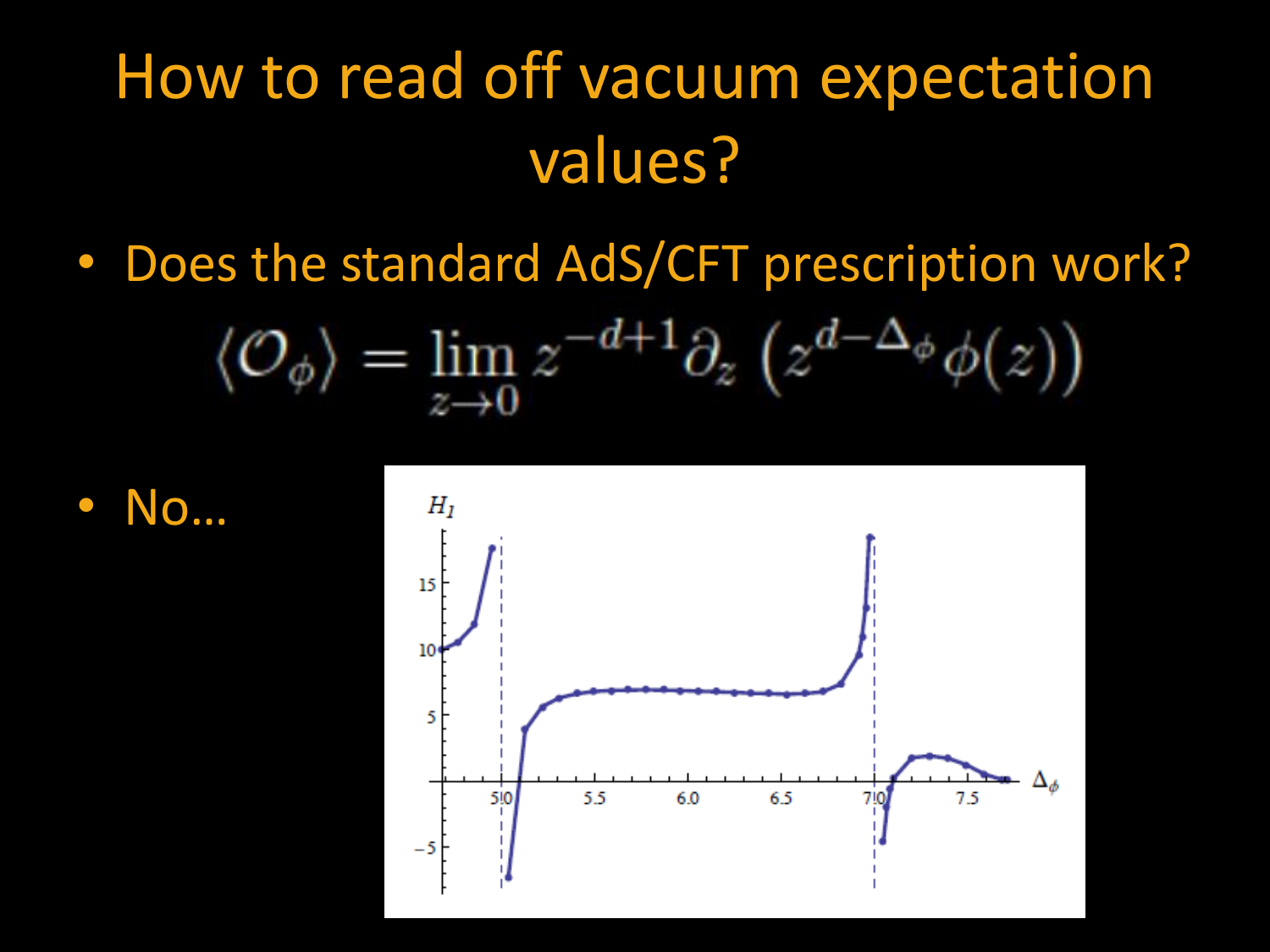# How to read off vacuum expectation values?

- Does the standard AdS/CFT prescription work?

$$\langle \mathcal{O}_\phi \rangle = \lim_{z \to 0} z^{-d+1} \partial_z \left( z^{d-\Delta_\phi} \phi(z) \right)$$

- No…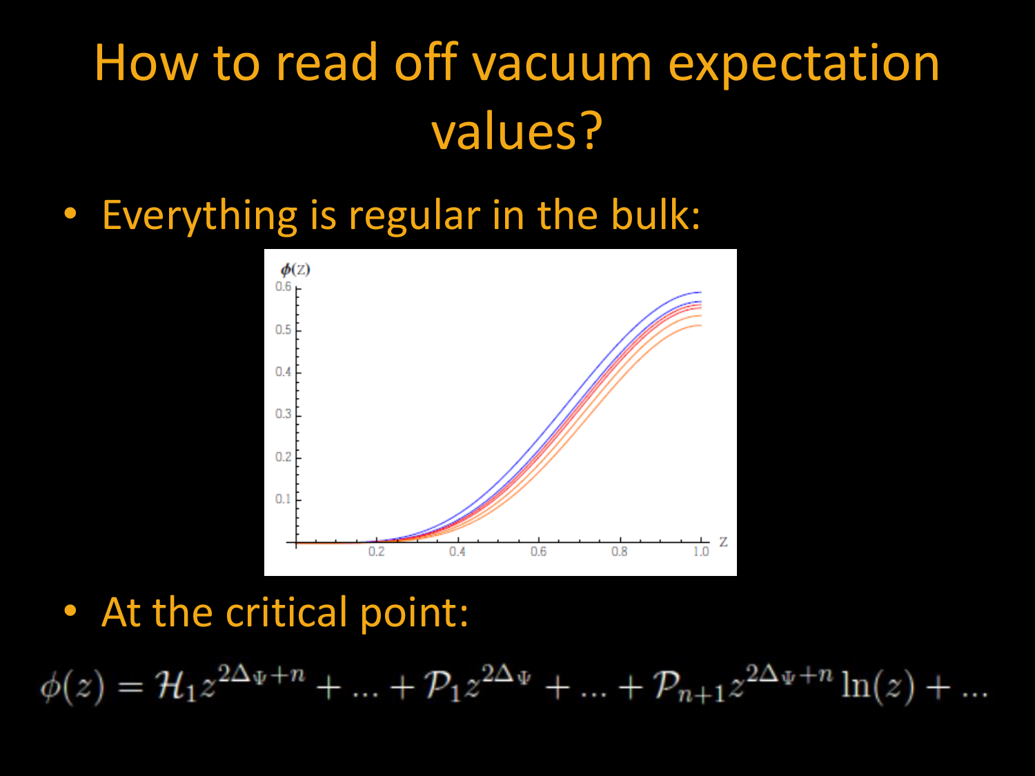# How to read off vacuum expectation values?

- Everything is regular in the bulk:

- At the critical point:

$$\phi(z) = \mathcal{H}_1 z^{2\Delta_\Psi + n} + \ldots + \mathcal{P}_1 z^{2\Delta_\Psi} + \ldots + \mathcal{P}_{n+1} z^{2\Delta_\Psi + n} \ln(z) + \ldots$$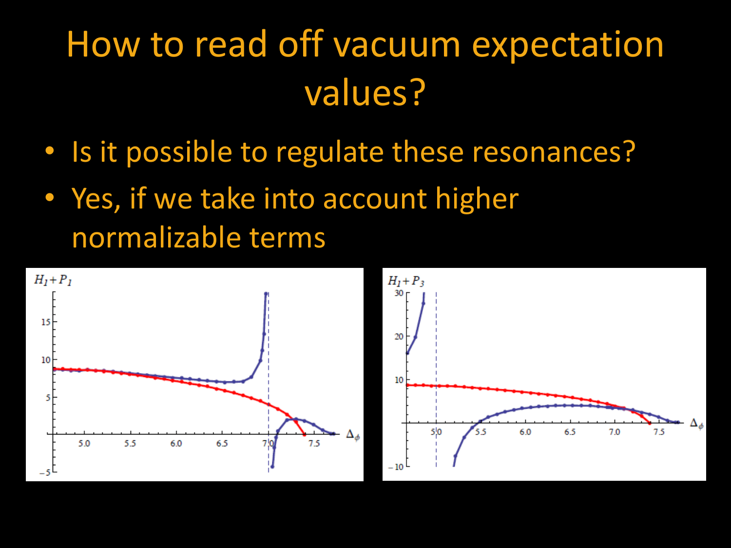# How to read off vacuum expectation values?

- Is it possible to regulate these resonances?
- Yes, if we take into account higher normalizable terms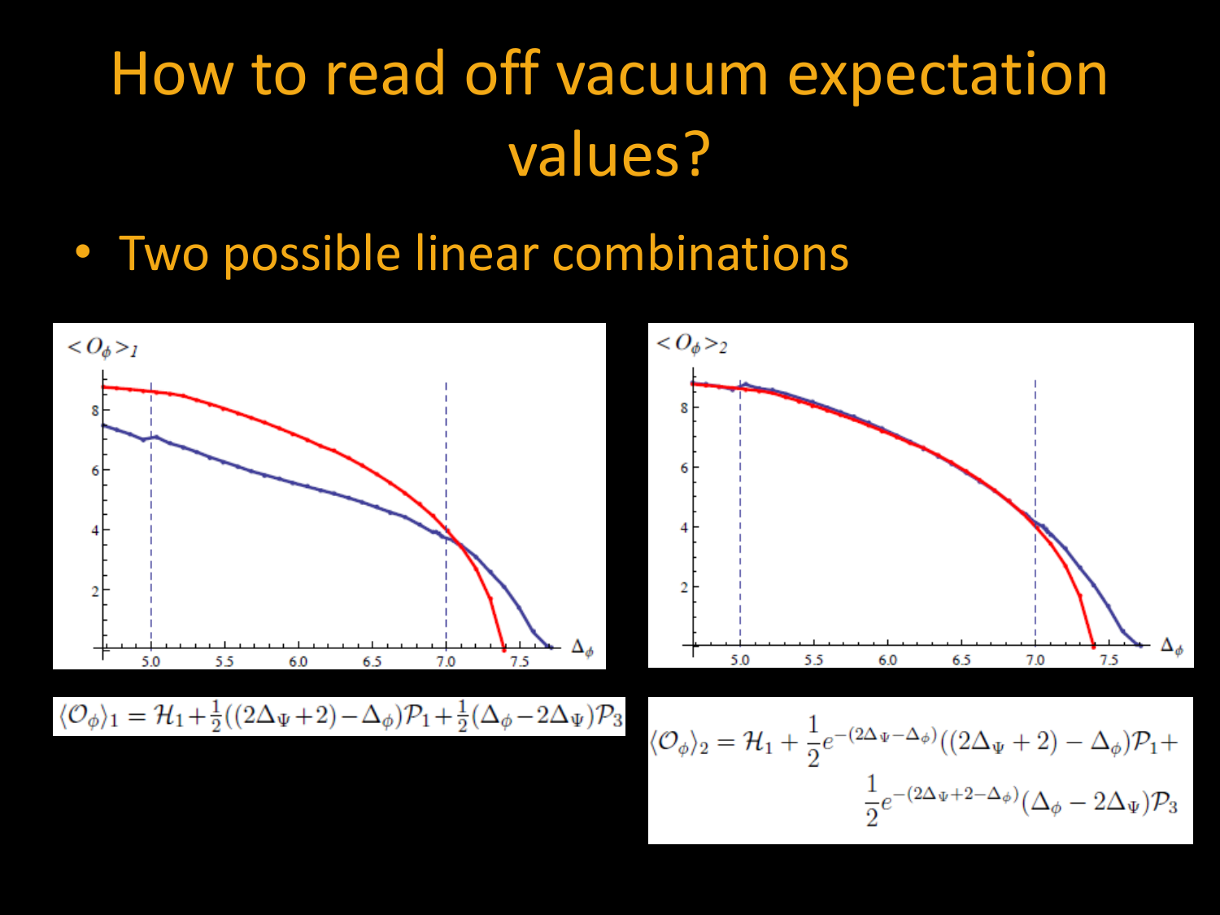# How to read off vacuum expectation values?

- Two possible linear combinations

$$\langle \mathcal{O}_\phi \rangle_1 = \mathcal{H}_1 + \tfrac{1}{2}((2\Delta_\Psi + 2) - \Delta_\phi)\mathcal{P}_1 + \tfrac{1}{2}(\Delta_\phi - 2\Delta_\Psi)\mathcal{P}_3$$

$$\langle \mathcal{O}_\phi \rangle_2 = \mathcal{H}_1 + \frac{1}{2}e^{-(2\Delta_\Psi - \Delta_\phi)}((2\Delta_\Psi + 2) - \Delta_\phi)\mathcal{P}_1 + \frac{1}{2}e^{-(2\Delta_\Psi + 2 - \Delta_\phi)}(\Delta_\phi - 2\Delta_\Psi)\mathcal{P}_3$$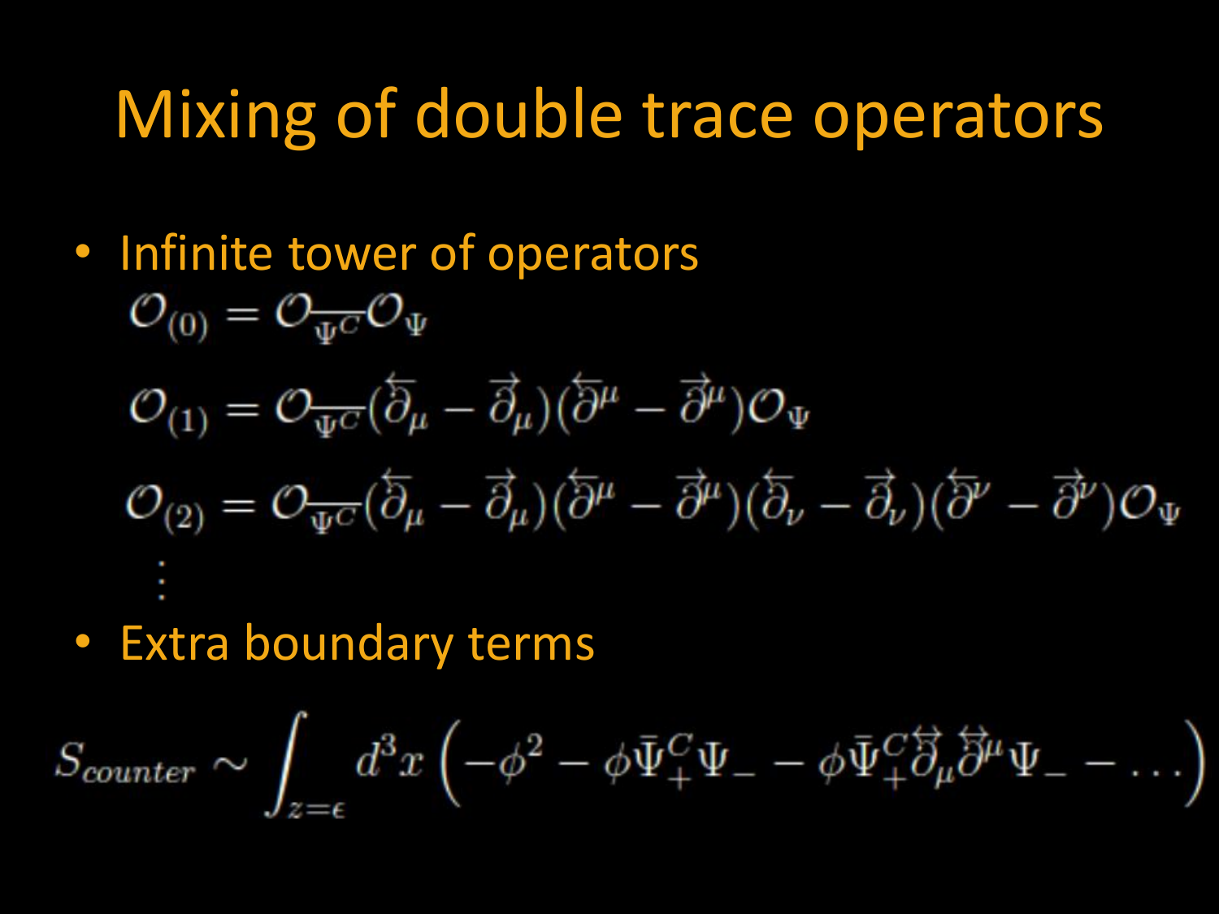# Mixing of double trace operators

- Infinite tower of operators

$$\mathcal{O}_{(0)} = \mathcal{O}_{\overline{\Psi^C}} \mathcal{O}_{\Psi}$$

$$\mathcal{O}_{(1)} = \mathcal{O}_{\overline{\Psi^C}} (\overleftarrow{\partial}_\mu - \overrightarrow{\partial}_\mu)(\overleftarrow{\partial}^\mu - \overrightarrow{\partial}^\mu) \mathcal{O}_{\Psi}$$

$$\mathcal{O}_{(2)} = \mathcal{O}_{\overline{\Psi^C}} (\overleftarrow{\partial}_\mu - \overrightarrow{\partial}_\mu)(\overleftarrow{\partial}^\mu - \overrightarrow{\partial}^\mu)(\overleftarrow{\partial}_\nu - \overrightarrow{\partial}_\nu)(\overleftarrow{\partial}^\nu - \overrightarrow{\partial}^\nu) \mathcal{O}_{\Psi}$$

$$\vdots$$

- Extra boundary terms

$$S_{counter} \sim \int_{z=\epsilon} d^3x \left( -\phi^2 - \phi \bar{\Psi}^C_+ \Psi_- - \phi \bar{\Psi}^C_+ \overleftrightarrow{\partial}_\mu \overleftrightarrow{\partial}^\mu \Psi_- - \dots \right)$$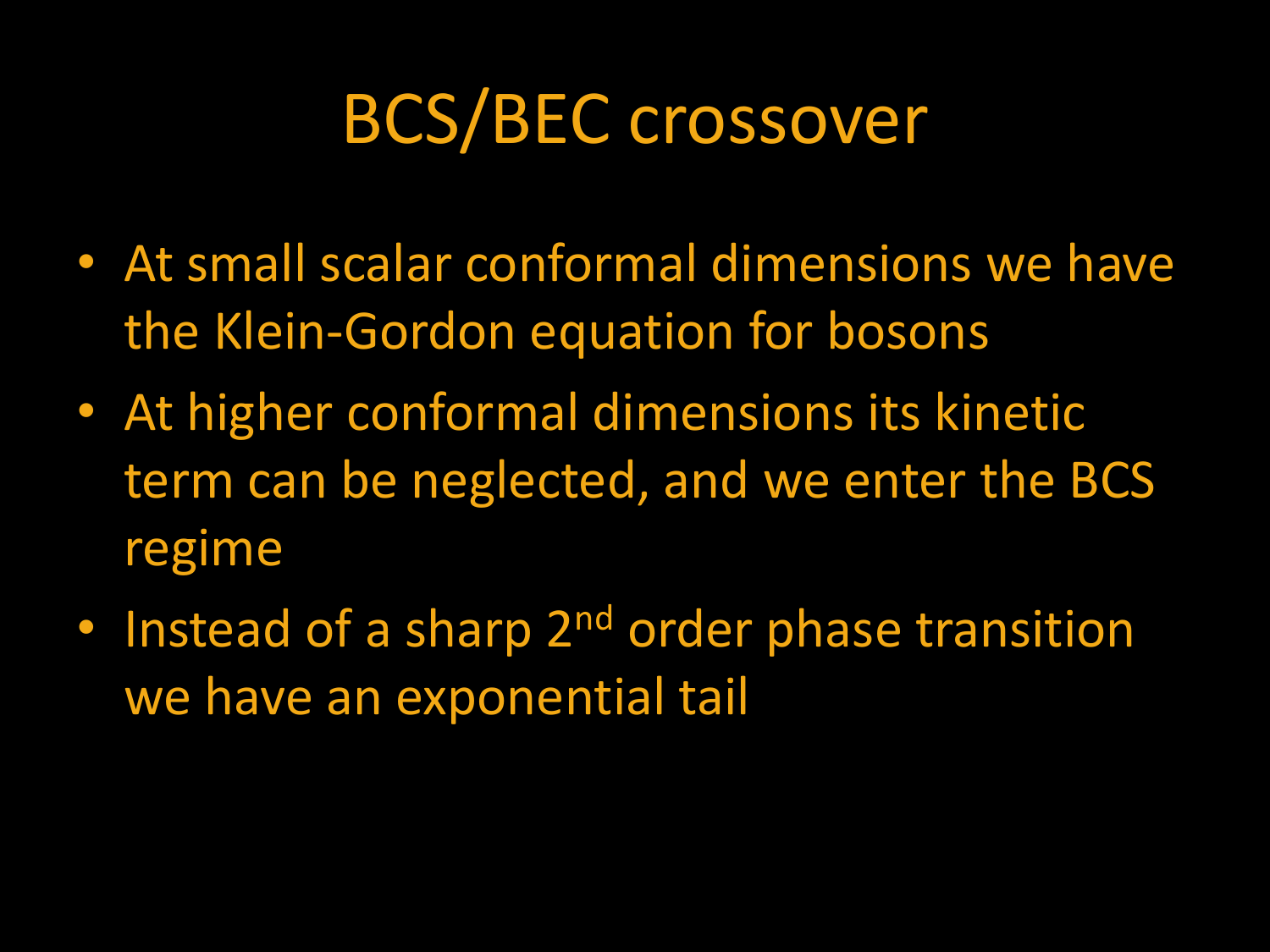# BCS/BEC crossover

- At small scalar conformal dimensions we have the Klein-Gordon equation for bosons
- At higher conformal dimensions its kinetic term can be neglected, and we enter the BCS regime
- Instead of a sharp $2^{nd}$ order phase transition we have an exponential tail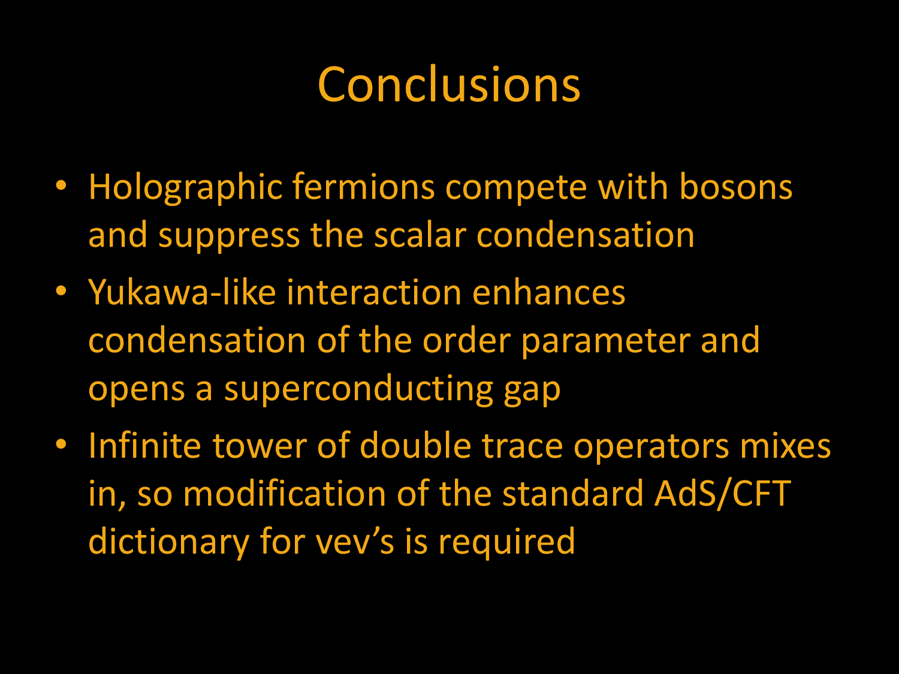# Conclusions

- Holographic fermions compete with bosons and suppress the scalar condensation
- Yukawa-like interaction enhances condensation of the order parameter and opens a superconducting gap
- Infinite tower of double trace operators mixes in, so modification of the standard AdS/CFT dictionary for vev's is required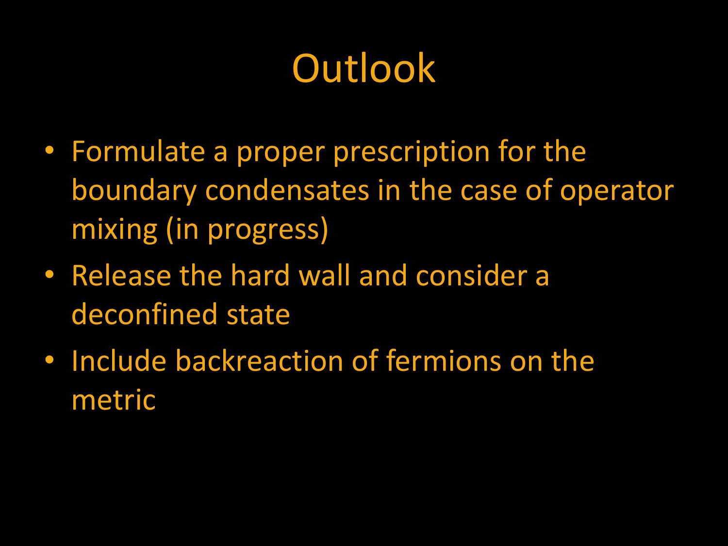# Outlook

- Formulate a proper prescription for the boundary condensates in the case of operator mixing (in progress)
- Release the hard wall and consider a deconfined state
- Include backreaction of fermions on the metric